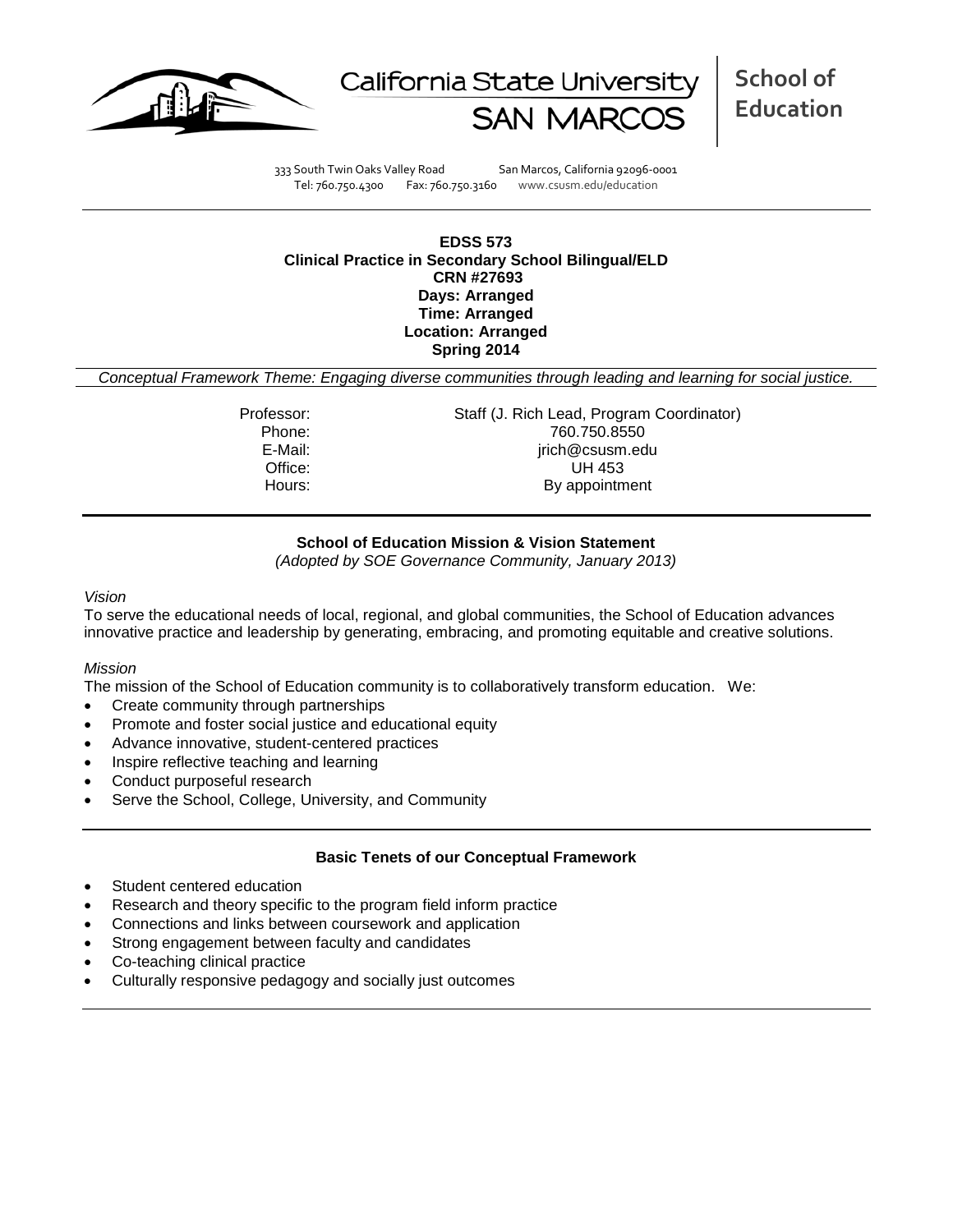California State University SAN MARCOS

**School of Education**

333 South Twin Oaks Valley Road San Marcos, California 92096-0001
Tel: 760.750.4300 Fax: 760.750.3160 www.csusm.edu/education

**EDSS 573**
**Clinical Practice in Secondary School Bilingual/ELD**
**CRN #27693**
**Days: Arranged**
**Time: Arranged**
**Location: Arranged**
**Spring 2014**

*Conceptual Framework Theme: Engaging diverse communities through leading and learning for social justice.*

| | |
|---|---|
| Professor: | Staff (J. Rich Lead, Program Coordinator) |
| Phone: | 760.750.8550 |
| E-Mail: | jrich@csusm.edu |
| Office: | UH 453 |
| Hours: | By appointment |

## School of Education Mission & Vision Statement

*(Adopted by SOE Governance Community, January 2013)*

*Vision*

To serve the educational needs of local, regional, and global communities, the School of Education advances innovative practice and leadership by generating, embracing, and promoting equitable and creative solutions.

*Mission*

The mission of the School of Education community is to collaboratively transform education. We:

- Create community through partnerships
- Promote and foster social justice and educational equity
- Advance innovative, student-centered practices
- Inspire reflective teaching and learning
- Conduct purposeful research
- Serve the School, College, University, and Community

## Basic Tenets of our Conceptual Framework

- Student centered education
- Research and theory specific to the program field inform practice
- Connections and links between coursework and application
- Strong engagement between faculty and candidates
- Co-teaching clinical practice
- Culturally responsive pedagogy and socially just outcomes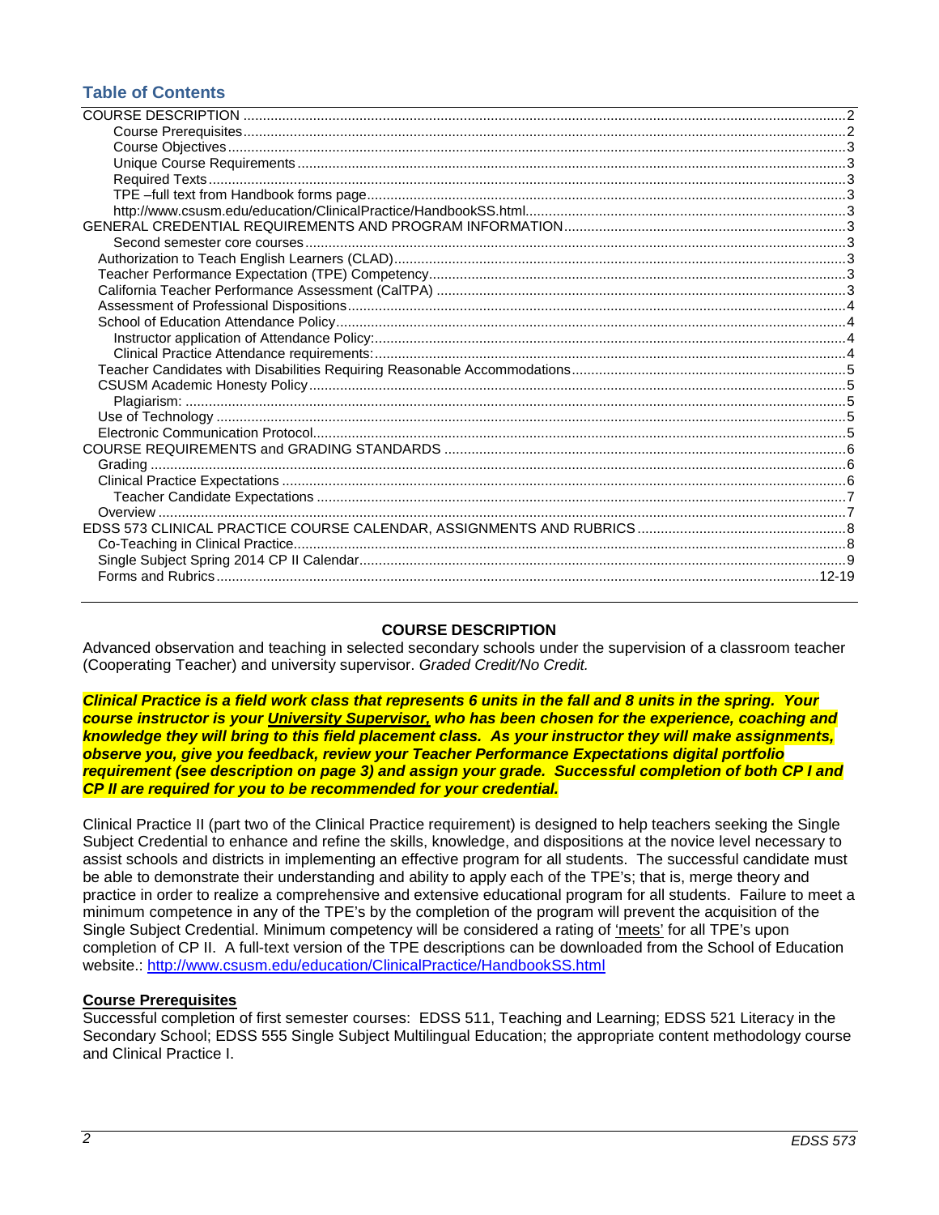## Table of Contents

COURSE DESCRIPTION .......... 2
- Course Prerequisites .......... 2
- Course Objectives .......... 3
- Unique Course Requirements .......... 3
- Required Texts .......... 3
- TPE –full text from Handbook forms page .......... 3
- http://www.csusm.edu/education/ClinicalPractice/HandbookSS.html .......... 3

GENERAL CREDENTIAL REQUIREMENTS AND PROGRAM INFORMATION .......... 3
- Second semester core courses .......... 3
- Authorization to Teach English Learners (CLAD) .......... 3
- Teacher Performance Expectation (TPE) Competency .......... 3
- California Teacher Performance Assessment (CalTPA) .......... 3
- Assessment of Professional Dispositions .......... 4
- School of Education Attendance Policy .......... 4
  - Instructor application of Attendance Policy: .......... 4
  - Clinical Practice Attendance requirements: .......... 4
- Teacher Candidates with Disabilities Requiring Reasonable Accommodations .......... 5
- CSUSM Academic Honesty Policy .......... 5
  - Plagiarism: .......... 5
- Use of Technology .......... 5
- Electronic Communication Protocol .......... 5

COURSE REQUIREMENTS and GRADING STANDARDS .......... 6
- Grading .......... 6
- Clinical Practice Expectations .......... 6
  - Teacher Candidate Expectations .......... 7
- Overview .......... 7

EDSS 573 CLINICAL PRACTICE COURSE CALENDAR, ASSIGNMENTS AND RUBRICS .......... 8
- Co-Teaching in Clinical Practice .......... 8
- Single Subject Spring 2014 CP II Calendar .......... 9
- Forms and Rubrics .......... 12-19

## COURSE DESCRIPTION

Advanced observation and teaching in selected secondary schools under the supervision of a classroom teacher (Cooperating Teacher) and university supervisor. *Graded Credit/No Credit.*

***Clinical Practice is a field work class that represents 6 units in the fall and 8 units in the spring. Your course instructor is your University Supervisor, who has been chosen for the experience, coaching and knowledge they will bring to this field placement class. As your instructor they will make assignments, observe you, give you feedback, review your Teacher Performance Expectations digital portfolio requirement (see description on page 3) and assign your grade. Successful completion of both CP I and CP II are required for you to be recommended for your credential.***

Clinical Practice II (part two of the Clinical Practice requirement) is designed to help teachers seeking the Single Subject Credential to enhance and refine the skills, knowledge, and dispositions at the novice level necessary to assist schools and districts in implementing an effective program for all students. The successful candidate must be able to demonstrate their understanding and ability to apply each of the TPE's; that is, merge theory and practice in order to realize a comprehensive and extensive educational program for all students. Failure to meet a minimum competency in any of the TPE's by the completion of the program will prevent the acquisition of the Single Subject Credential. Minimum competency will be considered a rating of 'meets' for all TPE's upon completion of CP II. A full-text version of the TPE descriptions can be downloaded from the School of Education website.: http://www.csusm.edu/education/ClinicalPractice/HandbookSS.html

### Course Prerequisites

Successful completion of first semester courses: EDSS 511, Teaching and Learning; EDSS 521 Literacy in the Secondary School; EDSS 555 Single Subject Multilingual Education; the appropriate content methodology course and Clinical Practice I.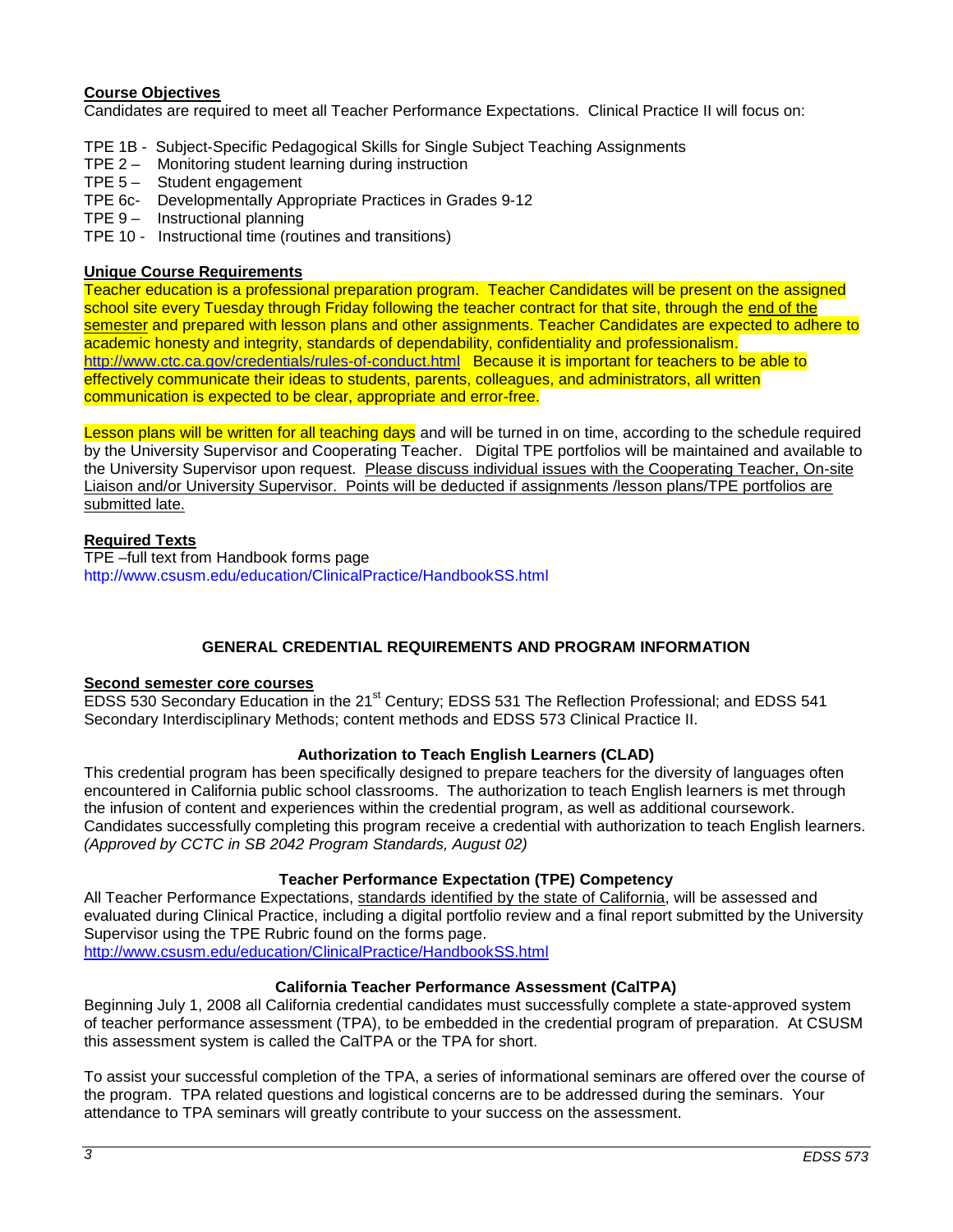**Course Objectives**

Candidates are required to meet all Teacher Performance Expectations. Clinical Practice II will focus on:

TPE 1B - Subject-Specific Pedagogical Skills for Single Subject Teaching Assignments
TPE 2 – Monitoring student learning during instruction
TPE 5 – Student engagement
TPE 6c- Developmentally Appropriate Practices in Grades 9-12
TPE 9 – Instructional planning
TPE 10 - Instructional time (routines and transitions)

**Unique Course Requirements**

Teacher education is a professional preparation program. Teacher Candidates will be present on the assigned school site every Tuesday through Friday following the teacher contract for that site, through the end of the semester and prepared with lesson plans and other assignments. Teacher Candidates are expected to adhere to academic honesty and integrity, standards of dependability, confidentiality and professionalism. http://www.ctc.ca.gov/credentials/rules-of-conduct.html Because it is important for teachers to be able to effectively communicate their ideas to students, parents, colleagues, and administrators, all written communication is expected to be clear, appropriate and error-free.

Lesson plans will be written for all teaching days and will be turned in on time, according to the schedule required by the University Supervisor and Cooperating Teacher. Digital TPE portfolios will be maintained and available to the University Supervisor upon request. Please discuss individual issues with the Cooperating Teacher, On-site Liaison and/or University Supervisor. Points will be deducted if assignments /lesson plans/TPE portfolios are submitted late.

**Required Texts**

TPE –full text from Handbook forms page
http://www.csusm.edu/education/ClinicalPractice/HandbookSS.html

## GENERAL CREDENTIAL REQUIREMENTS AND PROGRAM INFORMATION

**Second semester core courses**

EDSS 530 Secondary Education in the 21st Century; EDSS 531 The Reflection Professional; and EDSS 541 Secondary Interdisciplinary Methods; content methods and EDSS 573 Clinical Practice II.

### Authorization to Teach English Learners (CLAD)

This credential program has been specifically designed to prepare teachers for the diversity of languages often encountered in California public school classrooms. The authorization to teach English learners is met through the infusion of content and experiences within the credential program, as well as additional coursework. Candidates successfully completing this program receive a credential with authorization to teach English learners. *(Approved by CCTC in SB 2042 Program Standards, August 02)*

### Teacher Performance Expectation (TPE) Competency

All Teacher Performance Expectations, standards identified by the state of California, will be assessed and evaluated during Clinical Practice, including a digital portfolio review and a final report submitted by the University Supervisor using the TPE Rubric found on the forms page.
http://www.csusm.edu/education/ClinicalPractice/HandbookSS.html

### California Teacher Performance Assessment (CalTPA)

Beginning July 1, 2008 all California credential candidates must successfully complete a state-approved system of teacher performance assessment (TPA), to be embedded in the credential program of preparation. At CSUSM this assessment system is called the CalTPA or the TPA for short.

To assist your successful completion of the TPA, a series of informational seminars are offered over the course of the program. TPA related questions and logistical concerns are to be addressed during the seminars. Your attendance to TPA seminars will greatly contribute to your success on the assessment.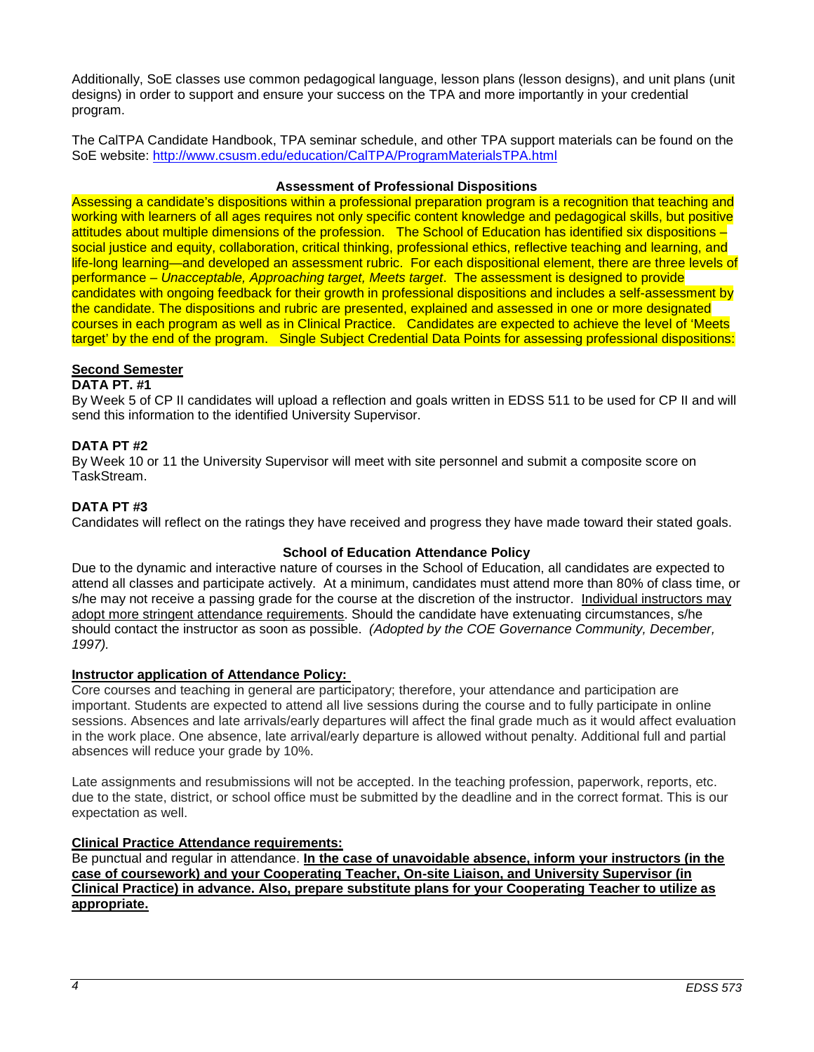Additionally, SoE classes use common pedagogical language, lesson plans (lesson designs), and unit plans (unit designs) in order to support and ensure your success on the TPA and more importantly in your credential program.

The CalTPA Candidate Handbook, TPA seminar schedule, and other TPA support materials can be found on the SoE website: [http://www.csusm.edu/education/CalTPA/ProgramMaterialsTPA.html](http://www.csusm.edu/education/CalTPA/ProgramMaterialsTPA.html)

### Assessment of Professional Dispositions

Assessing a candidate's dispositions within a professional preparation program is a recognition that teaching and working with learners of all ages requires not only specific content knowledge and pedagogical skills, but positive attitudes about multiple dimensions of the profession. The School of Education has identified six dispositions – social justice and equity, collaboration, critical thinking, professional ethics, reflective teaching and learning, and life-long learning—and developed an assessment rubric. For each dispositional element, there are three levels of performance – *Unacceptable, Approaching target, Meets target*. The assessment is designed to provide candidates with ongoing feedback for their growth in professional dispositions and includes a self-assessment by the candidate. The dispositions and rubric are presented, explained and assessed in one or more designated courses in each program as well as in Clinical Practice. Candidates are expected to achieve the level of 'Meets target' by the end of the program. Single Subject Credential Data Points for assessing professional dispositions:

**Second Semester**

**DATA PT. #1**
By Week 5 of CP II candidates will upload a reflection and goals written in EDSS 511 to be used for CP II and will send this information to the identified University Supervisor.

**DATA PT #2**
By Week 10 or 11 the University Supervisor will meet with site personnel and submit a composite score on TaskStream.

**DATA PT #3**
Candidates will reflect on the ratings they have received and progress they have made toward their stated goals.

### School of Education Attendance Policy

Due to the dynamic and interactive nature of courses in the School of Education, all candidates are expected to attend all classes and participate actively. At a minimum, candidates must attend more than 80% of class time, or s/he may not receive a passing grade for the course at the discretion of the instructor. Individual instructors may adopt more stringent attendance requirements. Should the candidate have extenuating circumstances, s/he should contact the instructor as soon as possible. *(Adopted by the COE Governance Community, December, 1997).*

**Instructor application of Attendance Policy:**

Core courses and teaching in general are participatory; therefore, your attendance and participation are important. Students are expected to attend all live sessions during the course and to fully participate in online sessions. Absences and late arrivals/early departures will affect the final grade much as it would affect evaluation in the work place. One absence, late arrival/early departure is allowed without penalty. Additional full and partial absences will reduce your grade by 10%.

Late assignments and resubmissions will not be accepted. In the teaching profession, paperwork, reports, etc. due to the state, district, or school office must be submitted by the deadline and in the correct format. This is our expectation as well.

**Clinical Practice Attendance requirements:**

Be punctual and regular in attendance. **In the case of unavoidable absence, inform your instructors (in the case of coursework) and your Cooperating Teacher, On-site Liaison, and University Supervisor (in Clinical Practice) in advance. Also, prepare substitute plans for your Cooperating Teacher to utilize as appropriate.**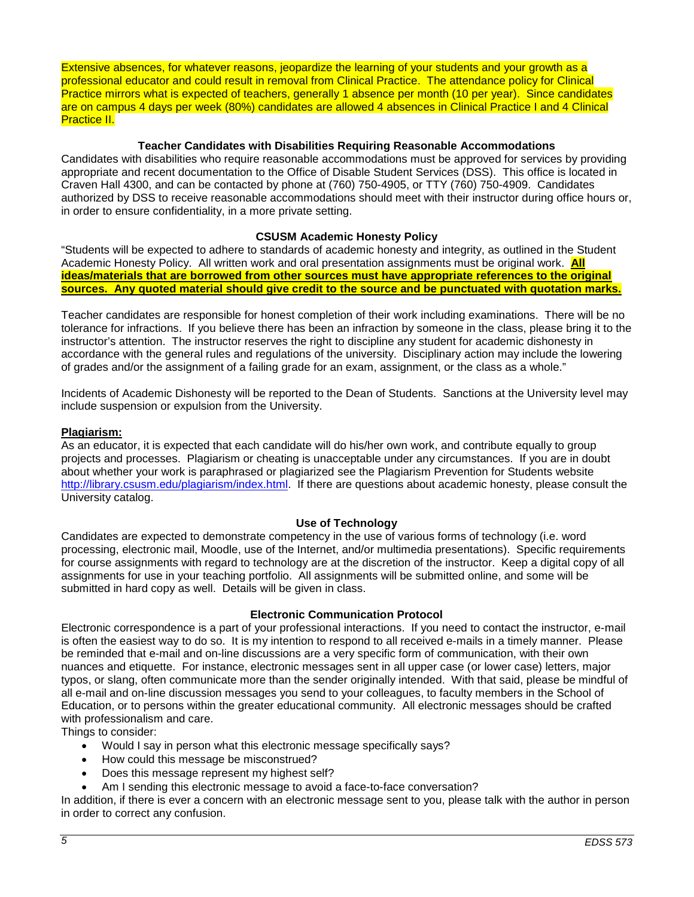Extensive absences, for whatever reasons, jeopardize the learning of your students and your growth as a professional educator and could result in removal from Clinical Practice. The attendance policy for Clinical Practice mirrors what is expected of teachers, generally 1 absence per month (10 per year). Since candidates are on campus 4 days per week (80%) candidates are allowed 4 absences in Clinical Practice I and 4 Clinical Practice II.

### Teacher Candidates with Disabilities Requiring Reasonable Accommodations

Candidates with disabilities who require reasonable accommodations must be approved for services by providing appropriate and recent documentation to the Office of Disable Student Services (DSS). This office is located in Craven Hall 4300, and can be contacted by phone at (760) 750-4905, or TTY (760) 750-4909. Candidates authorized by DSS to receive reasonable accommodations should meet with their instructor during office hours or, in order to ensure confidentiality, in a more private setting.

### CSUSM Academic Honesty Policy

"Students will be expected to adhere to standards of academic honesty and integrity, as outlined in the Student Academic Honesty Policy. All written work and oral presentation assignments must be original work. **All ideas/materials that are borrowed from other sources must have appropriate references to the original sources. Any quoted material should give credit to the source and be punctuated with quotation marks.**

Teacher candidates are responsible for honest completion of their work including examinations. There will be no tolerance for infractions. If you believe there has been an infraction by someone in the class, please bring it to the instructor's attention. The instructor reserves the right to discipline any student for academic dishonesty in accordance with the general rules and regulations of the university. Disciplinary action may include the lowering of grades and/or the assignment of a failing grade for an exam, assignment, or the class as a whole."

Incidents of Academic Dishonesty will be reported to the Dean of Students. Sanctions at the University level may include suspension or expulsion from the University.

**Plagiarism:**

As an educator, it is expected that each candidate will do his/her own work, and contribute equally to group projects and processes. Plagiarism or cheating is unacceptable under any circumstances. If you are in doubt about whether your work is paraphrased or plagiarized see the Plagiarism Prevention for Students website http://library.csusm.edu/plagiarism/index.html. If there are questions about academic honesty, please consult the University catalog.

### Use of Technology

Candidates are expected to demonstrate competency in the use of various forms of technology (i.e. word processing, electronic mail, Moodle, use of the Internet, and/or multimedia presentations). Specific requirements for course assignments with regard to technology are at the discretion of the instructor. Keep a digital copy of all assignments for use in your teaching portfolio. All assignments will be submitted online, and some will be submitted in hard copy as well. Details will be given in class.

### Electronic Communication Protocol

Electronic correspondence is a part of your professional interactions. If you need to contact the instructor, e-mail is often the easiest way to do so. It is my intention to respond to all received e-mails in a timely manner. Please be reminded that e-mail and on-line discussions are a very specific form of communication, with their own nuances and etiquette. For instance, electronic messages sent in all upper case (or lower case) letters, major typos, or slang, often communicate more than the sender originally intended. With that said, please be mindful of all e-mail and on-line discussion messages you send to your colleagues, to faculty members in the School of Education, or to persons within the greater educational community. All electronic messages should be crafted with professionalism and care.

Things to consider:

- Would I say in person what this electronic message specifically says?
- How could this message be misconstrued?
- Does this message represent my highest self?
- Am I sending this electronic message to avoid a face-to-face conversation?

In addition, if there is ever a concern with an electronic message sent to you, please talk with the author in person in order to correct any confusion.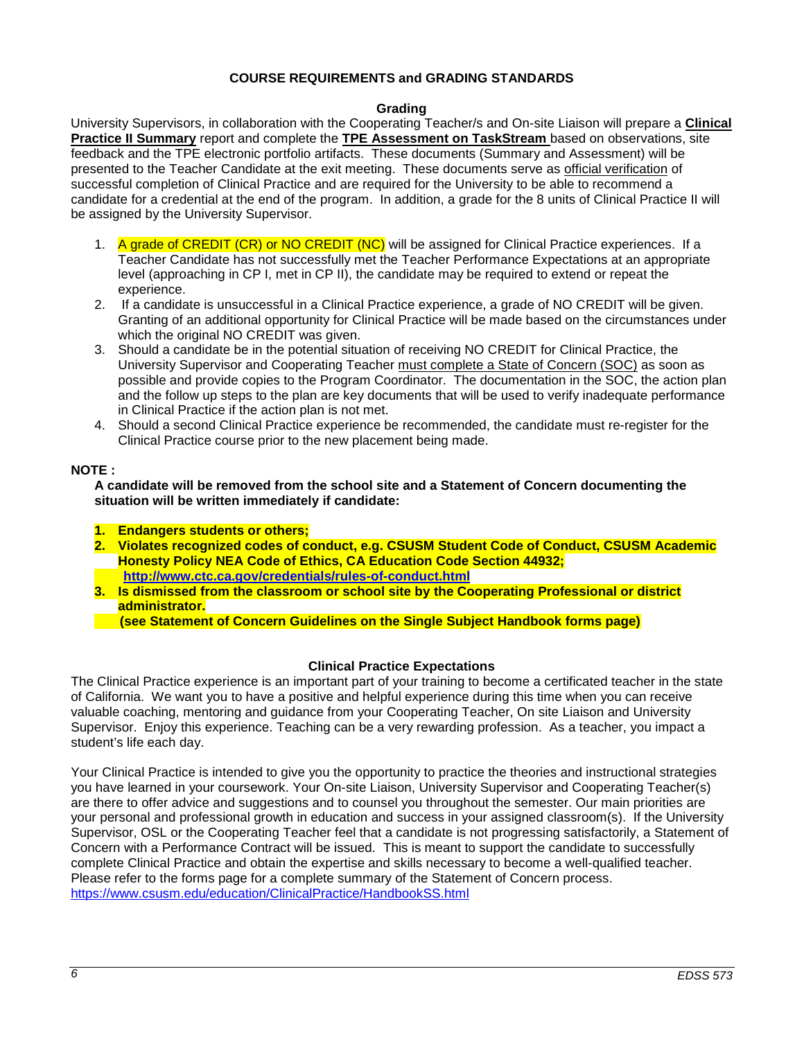## COURSE REQUIREMENTS and GRADING STANDARDS

### Grading

University Supervisors, in collaboration with the Cooperating Teacher/s and On-site Liaison will prepare a **Clinical Practice II Summary** report and complete the **TPE Assessment on TaskStream** based on observations, site feedback and the TPE electronic portfolio artifacts. These documents (Summary and Assessment) will be presented to the Teacher Candidate at the exit meeting. These documents serve as official verification of successful completion of Clinical Practice and are required for the University to be able to recommend a candidate for a credential at the end of the program. In addition, a grade for the 8 units of Clinical Practice II will be assigned by the University Supervisor.

1. A grade of CREDIT (CR) or NO CREDIT (NC) will be assigned for Clinical Practice experiences. If a Teacher Candidate has not successfully met the Teacher Performance Expectations at an appropriate level (approaching in CP I, met in CP II), the candidate may be required to extend or repeat the experience.
2. If a candidate is unsuccessful in a Clinical Practice experience, a grade of NO CREDIT will be given. Granting of an additional opportunity for Clinical Practice will be made based on the circumstances under which the original NO CREDIT was given.
3. Should a candidate be in the potential situation of receiving NO CREDIT for Clinical Practice, the University Supervisor and Cooperating Teacher must complete a State of Concern (SOC) as soon as possible and provide copies to the Program Coordinator. The documentation in the SOC, the action plan and the follow up steps to the plan are key documents that will be used to verify inadequate performance in Clinical Practice if the action plan is not met.
4. Should a second Clinical Practice experience be recommended, the candidate must re-register for the Clinical Practice course prior to the new placement being made.

**NOTE :**

**A candidate will be removed from the school site and a Statement of Concern documenting the situation will be written immediately if candidate:**

1. **Endangers students or others;**
2. **Violates recognized codes of conduct, e.g. CSUSM Student Code of Conduct, CSUSM Academic Honesty Policy NEA Code of Ethics, CA Education Code Section 44932; http://www.ctc.ca.gov/credentials/rules-of-conduct.html**
3. **Is dismissed from the classroom or school site by the Cooperating Professional or district administrator.**

   **(see Statement of Concern Guidelines on the Single Subject Handbook forms page)**

### Clinical Practice Expectations

The Clinical Practice experience is an important part of your training to become a certificated teacher in the state of California. We want you to have a positive and helpful experience during this time when you can receive valuable coaching, mentoring and guidance from your Cooperating Teacher, On site Liaison and University Supervisor. Enjoy this experience. Teaching can be a very rewarding profession. As a teacher, you impact a student's life each day.

Your Clinical Practice is intended to give you the opportunity to practice the theories and instructional strategies you have learned in your coursework. Your On-site Liaison, University Supervisor and Cooperating Teacher(s) are there to offer advice and suggestions and to counsel you throughout the semester. Our main priorities are your personal and professional growth in education and success in your assigned classroom(s). If the University Supervisor, OSL or the Cooperating Teacher feel that a candidate is not progressing satisfactorily, a Statement of Concern with a Performance Contract will be issued. This is meant to support the candidate to successfully complete Clinical Practice and obtain the expertise and skills necessary to become a well-qualified teacher. Please refer to the forms page for a complete summary of the Statement of Concern process. https://www.csusm.edu/education/ClinicalPractice/HandbookSS.html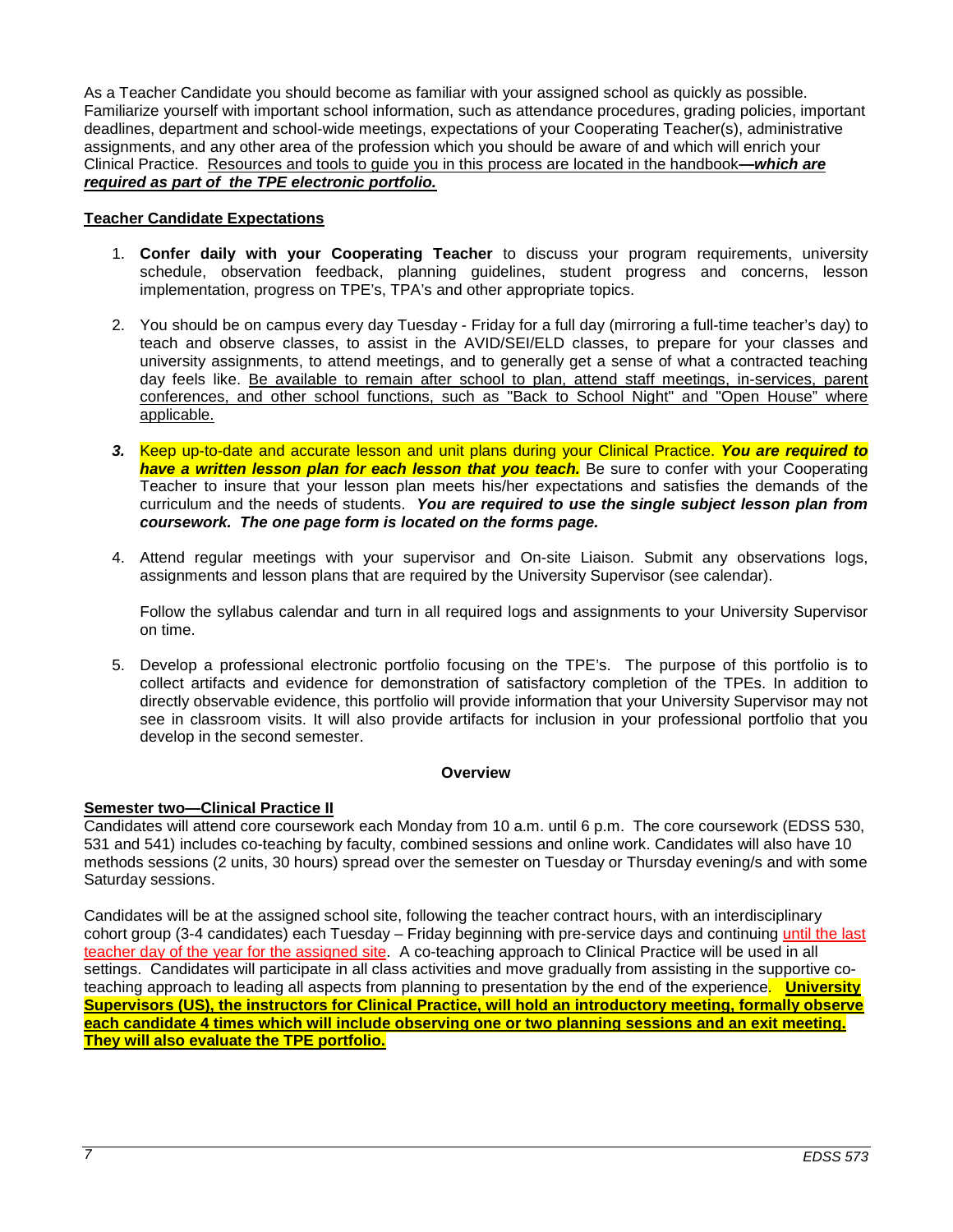As a Teacher Candidate you should become as familiar with your assigned school as quickly as possible. Familiarize yourself with important school information, such as attendance procedures, grading policies, important deadlines, department and school-wide meetings, expectations of your Cooperating Teacher(s), administrative assignments, and any other area of the profession which you should be aware of and which will enrich your Clinical Practice. Resources and tools to guide you in this process are located in the handbook***—which are required as part of the TPE electronic portfolio.***

**Teacher Candidate Expectations**

1. **Confer daily with your Cooperating Teacher** to discuss your program requirements, university schedule, observation feedback, planning guidelines, student progress and concerns, lesson implementation, progress on TPE's, TPA's and other appropriate topics.

2. You should be on campus every day Tuesday - Friday for a full day (mirroring a full-time teacher's day) to teach and observe classes, to assist in the AVID/SEI/ELD classes, to prepare for your classes and university assignments, to attend meetings, and to generally get a sense of what a contracted teaching day feels like. Be available to remain after school to plan, attend staff meetings, in-services, parent conferences, and other school functions, such as "Back to School Night" and "Open House" where applicable.

3. Keep up-to-date and accurate lesson and unit plans during your Clinical Practice. ***You are required to have a written lesson plan for each lesson that you teach.*** Be sure to confer with your Cooperating Teacher to insure that your lesson plan meets his/her expectations and satisfies the demands of the curriculum and the needs of students. ***You are required to use the single subject lesson plan from coursework. The one page form is located on the forms page.***

4. Attend regular meetings with your supervisor and On-site Liaison. Submit any observations logs, assignments and lesson plans that are required by the University Supervisor (see calendar).

   Follow the syllabus calendar and turn in all required logs and assignments to your University Supervisor on time.

5. Develop a professional electronic portfolio focusing on the TPE's. The purpose of this portfolio is to collect artifacts and evidence for demonstration of satisfactory completion of the TPEs. In addition to directly observable evidence, this portfolio will provide information that your University Supervisor may not see in classroom visits. It will also provide artifacts for inclusion in your professional portfolio that you develop in the second semester.

**Overview**

**Semester two—Clinical Practice II**

Candidates will attend core coursework each Monday from 10 a.m. until 6 p.m. The core coursework (EDSS 530, 531 and 541) includes co-teaching by faculty, combined sessions and online work. Candidates will also have 10 methods sessions (2 units, 30 hours) spread over the semester on Tuesday or Thursday evening/s and with some Saturday sessions.

Candidates will be at the assigned school site, following the teacher contract hours, with an interdisciplinary cohort group (3-4 candidates) each Tuesday – Friday beginning with pre-service days and continuing until the last teacher day of the year for the assigned site. A co-teaching approach to Clinical Practice will be used in all settings. Candidates will participate in all class activities and move gradually from assisting in the supportive co-teaching approach to leading all aspects from planning to presentation by the end of the experience. **University Supervisors (US), the instructors for Clinical Practice, will hold an introductory meeting, formally observe each candidate 4 times which will include observing one or two planning sessions and an exit meeting. They will also evaluate the TPE portfolio.**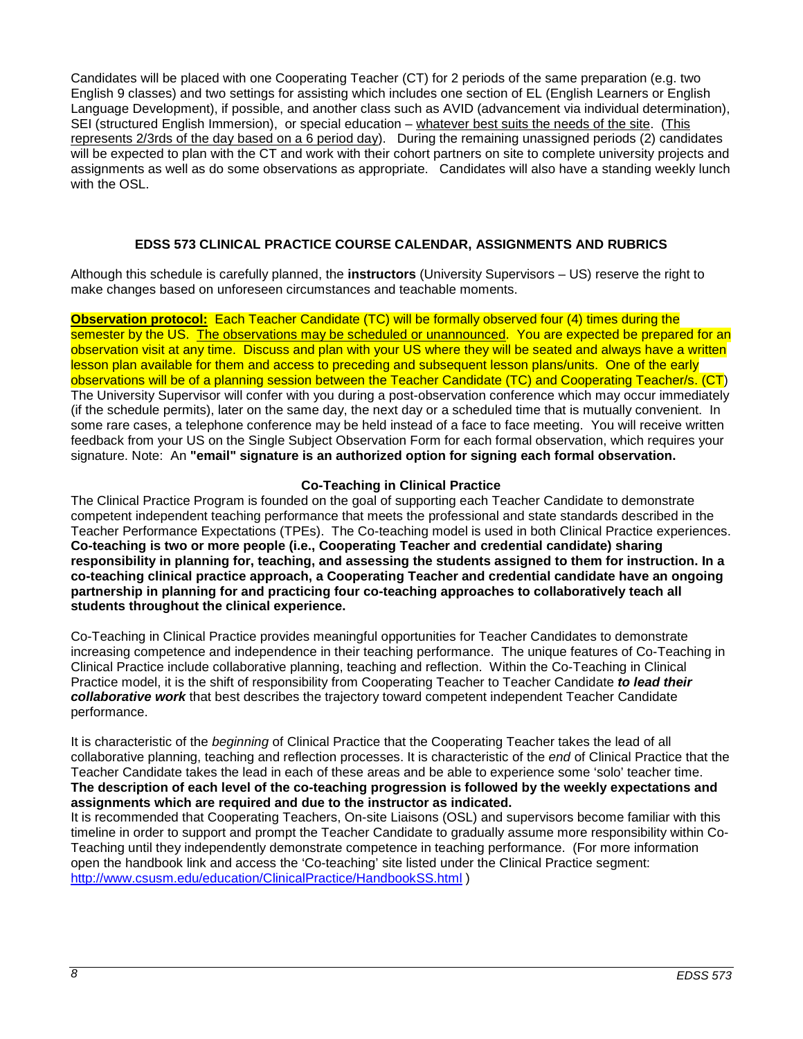Candidates will be placed with one Cooperating Teacher (CT) for 2 periods of the same preparation (e.g. two English 9 classes) and two settings for assisting which includes one section of EL (English Learners or English Language Development), if possible, and another class such as AVID (advancement via individual determination), SEI (structured English Immersion), or special education – whatever best suits the needs of the site. (This represents 2/3rds of the day based on a 6 period day). During the remaining unassigned periods (2) candidates will be expected to plan with the CT and work with their cohort partners on site to complete university projects and assignments as well as do some observations as appropriate. Candidates will also have a standing weekly lunch with the OSL.

## EDSS 573 CLINICAL PRACTICE COURSE CALENDAR, ASSIGNMENTS AND RUBRICS

Although this schedule is carefully planned, the **instructors** (University Supervisors – US) reserve the right to make changes based on unforeseen circumstances and teachable moments.

**Observation protocol:** Each Teacher Candidate (TC) will be formally observed four (4) times during the semester by the US. The observations may be scheduled or unannounced. You are expected be prepared for an observation visit at any time. Discuss and plan with your US where they will be seated and always have a written lesson plan available for them and access to preceding and subsequent lesson plans/units. One of the early observations will be of a planning session between the Teacher Candidate (TC) and Cooperating Teacher/s. (CT) The University Supervisor will confer with you during a post-observation conference which may occur immediately (if the schedule permits), later on the same day, the next day or a scheduled time that is mutually convenient. In some rare cases, a telephone conference may be held instead of a face to face meeting. You will receive written feedback from your US on the Single Subject Observation Form for each formal observation, which requires your signature. Note: An **"email" signature is an authorized option for signing each formal observation.**

### Co-Teaching in Clinical Practice

The Clinical Practice Program is founded on the goal of supporting each Teacher Candidate to demonstrate competent independent teaching performance that meets the professional and state standards described in the Teacher Performance Expectations (TPEs). The Co-teaching model is used in both Clinical Practice experiences. **Co-teaching is two or more people (i.e., Cooperating Teacher and credential candidate) sharing responsibility in planning for, teaching, and assessing the students assigned to them for instruction. In a co-teaching clinical practice approach, a Cooperating Teacher and credential candidate have an ongoing partnership in planning for and practicing four co-teaching approaches to collaboratively teach all students throughout the clinical experience.**

Co-Teaching in Clinical Practice provides meaningful opportunities for Teacher Candidates to demonstrate increasing competence and independence in their teaching performance. The unique features of Co-Teaching in Clinical Practice include collaborative planning, teaching and reflection. Within the Co-Teaching in Clinical Practice model, it is the shift of responsibility from Cooperating Teacher to Teacher Candidate ***to lead their collaborative work*** that best describes the trajectory toward competent independent Teacher Candidate performance.

It is characteristic of the *beginning* of Clinical Practice that the Cooperating Teacher takes the lead of all collaborative planning, teaching and reflection processes. It is characteristic of the *end* of Clinical Practice that the Teacher Candidate takes the lead in each of these areas and be able to experience some 'solo' teacher time. **The description of each level of the co-teaching progression is followed by the weekly expectations and assignments which are required and due to the instructor as indicated.**
It is recommended that Cooperating Teachers, On-site Liaisons (OSL) and supervisors become familiar with this timeline in order to support and prompt the Teacher Candidate to gradually assume more responsibility within Co-Teaching until they independently demonstrate competence in teaching performance. (For more information open the handbook link and access the 'Co-teaching' site listed under the Clinical Practice segment: http://www.csusm.edu/education/ClinicalPractice/HandbookSS.html )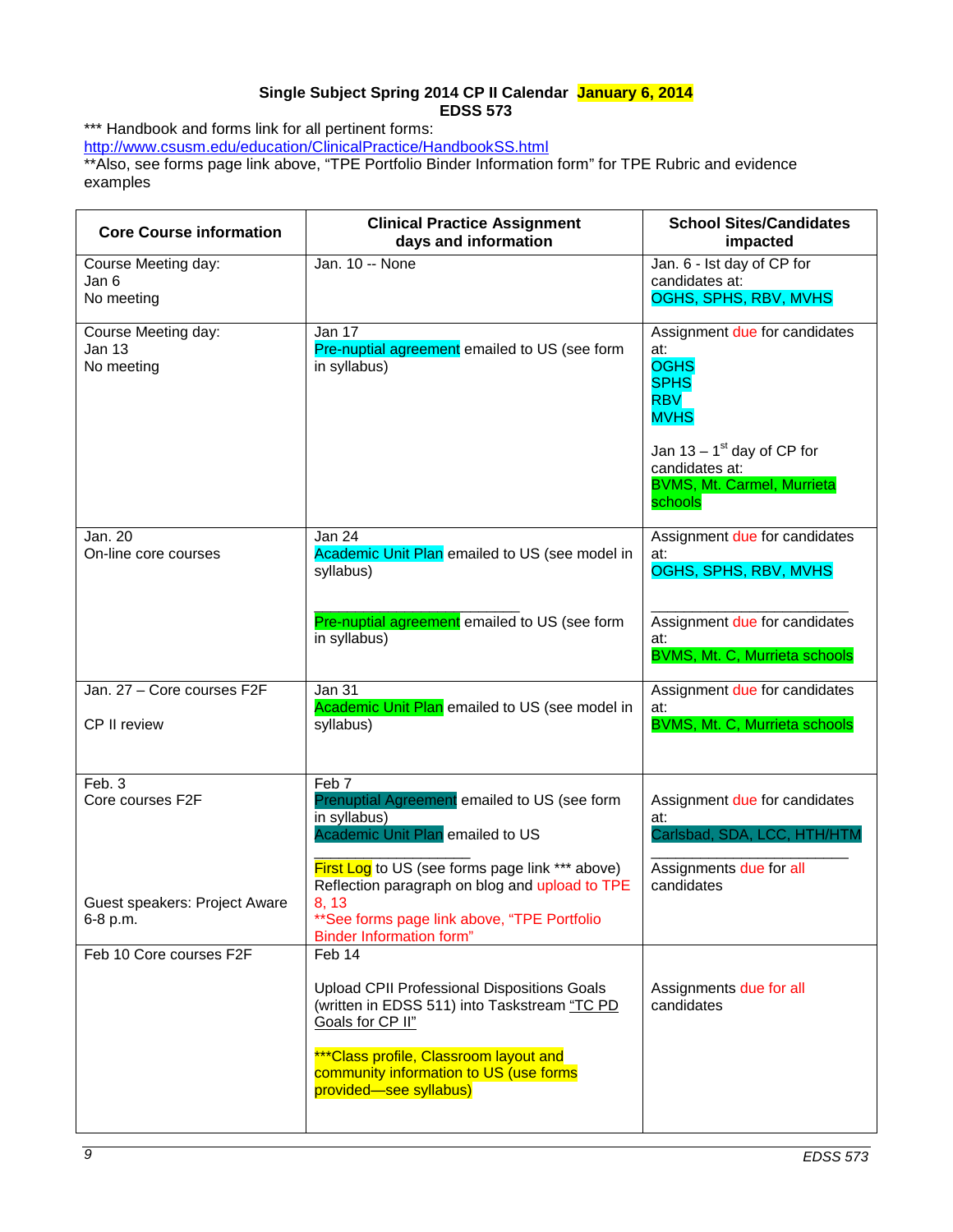**Single Subject Spring 2014 CP II Calendar January 6, 2014**
**EDSS 573**

*** Handbook and forms link for all pertinent forms:
http://www.csusm.edu/education/ClinicalPractice/HandbookSS.html
**Also, see forms page link above, "TPE Portfolio Binder Information form" for TPE Rubric and evidence examples

| Core Course information | Clinical Practice Assignment days and information | School Sites/Candidates impacted |
|---|---|---|
| Course Meeting day:<br>Jan 6<br>No meeting | Jan. 10 -- None | Jan. 6 - Ist day of CP for candidates at:<br>OGHS, SPHS, RBV, MVHS |
| Course Meeting day:<br>Jan 13<br>No meeting | Jan 17<br>Pre-nuptial agreement emailed to US (see form in syllabus) | Assignment due for candidates at:<br>OGHS<br>SPHS<br>RBV<br>MVHS<br><br>Jan 13 – 1st day of CP for candidates at:<br>BVMS, Mt. Carmel, Murrieta schools |
| Jan. 20<br>On-line core courses | Jan 24<br>Academic Unit Plan emailed to US (see model in syllabus)<br>\_\_\_\_\_\_\_\_\_\_\_\_\_\_\_\_\_\_\_\_\_\_\_\_\_\_\_<br>Pre-nuptial agreement emailed to US (see form in syllabus) | Assignment due for candidates at:<br>OGHS, SPHS, RBV, MVHS<br>\_\_\_\_\_\_\_\_\_\_\_\_\_\_\_\_\_\_\_\_\_\_\_\_\_\_\_<br>Assignment due for candidates at:<br>BVMS, Mt. C, Murrieta schools |
| Jan. 27 – Core courses F2F<br><br>CP II review | Jan 31<br>Academic Unit Plan emailed to US (see model in syllabus) | Assignment due for candidates at:<br>BVMS, Mt. C, Murrieta schools |
| Feb. 3<br>Core courses F2F<br><br>Guest speakers: Project Aware 6-8 p.m. | Feb 7<br>Prenuptial Agreement emailed to US (see form in syllabus)<br>Academic Unit Plan emailed to US<br>\_\_\_\_\_\_\_\_\_\_\_\_\_\_\_\_\_\_<br>First Log to US (see forms page link *** above)<br>Reflection paragraph on blog and upload to TPE 8, 13<br>**See forms page link above, "TPE Portfolio Binder Information form" | Assignment due for candidates at:<br>Carlsbad, SDA, LCC, HTH/HTM<br>\_\_\_\_\_\_\_\_\_\_\_\_\_\_\_\_\_\_\_\_\_\_\_\_\_\_\_<br>Assignments due for all candidates |
| Feb 10 Core courses F2F | Feb 14<br><br>Upload CPII Professional Dispositions Goals (written in EDSS 511) into Taskstream "TC PD Goals for CP II"<br><br>***Class profile, Classroom layout and community information to US (use forms provided—see syllabus) | Assignments due for all candidates |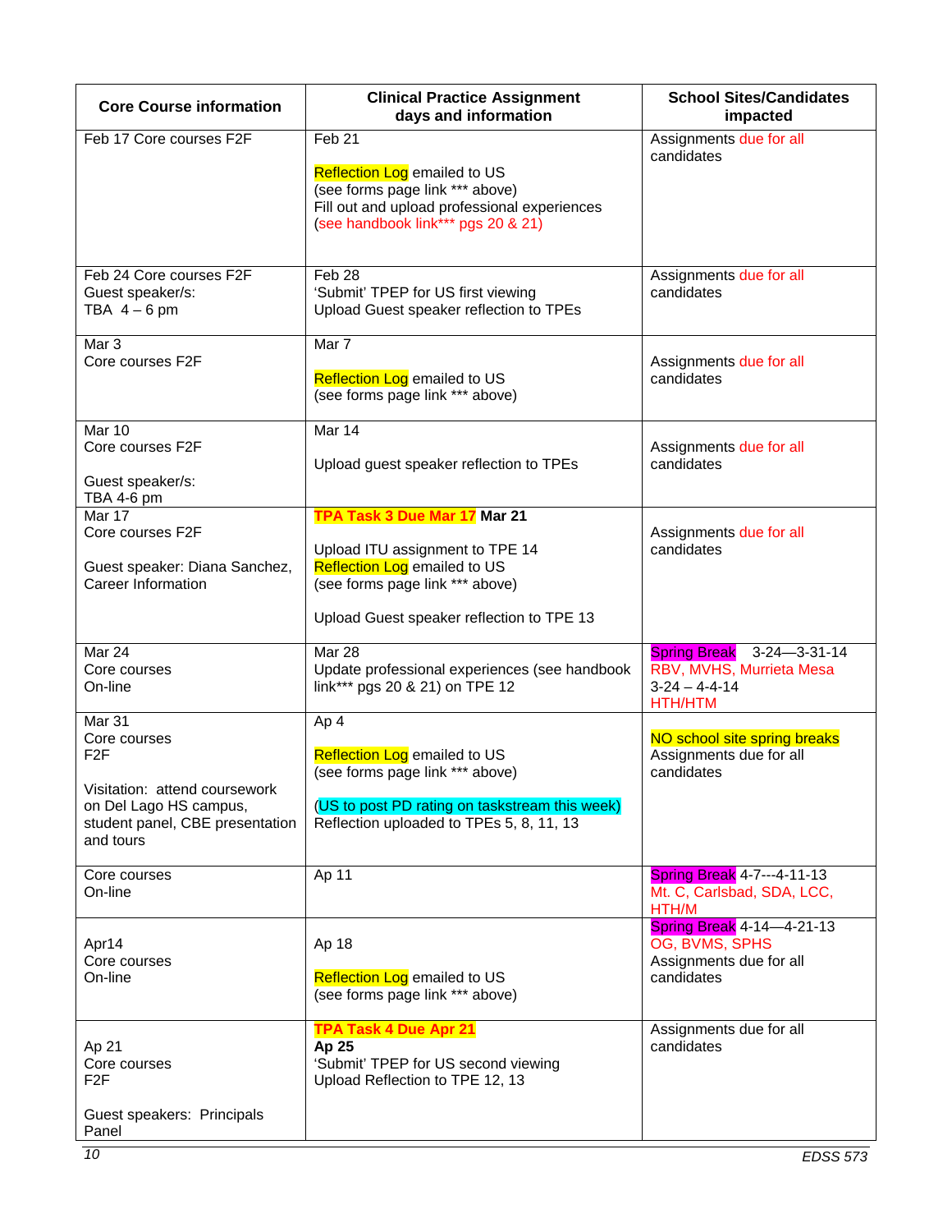| Core Course information | Clinical Practice Assignment days and information | School Sites/Candidates impacted |
|---|---|---|
| Feb 17 Core courses F2F | Feb 21<br><br>Reflection Log emailed to US<br>(see forms page link *** above)<br>Fill out and upload professional experiences<br>(see handbook link*** pgs 20 & 21) | Assignments due for all candidates |
| Feb 24 Core courses F2F<br>Guest speaker/s:<br>TBA 4 – 6 pm | Feb 28<br>'Submit' TPEP for US first viewing<br>Upload Guest speaker reflection to TPEs | Assignments due for all candidates |
| Mar 3<br>Core courses F2F | Mar 7<br><br>Reflection Log emailed to US<br>(see forms page link *** above) | Assignments due for all candidates |
| Mar 10<br>Core courses F2F<br><br>Guest speaker/s:<br>TBA 4-6 pm | Mar 14<br><br>Upload guest speaker reflection to TPEs | Assignments due for all candidates |
| Mar 17<br>Core courses F2F<br><br>Guest speaker: Diana Sanchez, Career Information | **TPA Task 3 Due Mar 17** **Mar 21**<br><br>Upload ITU assignment to TPE 14<br>Reflection Log emailed to US<br>(see forms page link *** above)<br><br>Upload Guest speaker reflection to TPE 13 | Assignments due for all candidates |
| Mar 24<br>Core courses<br>On-line | Mar 28<br>Update professional experiences (see handbook link*** pgs 20 & 21) on TPE 12 | Spring Break 3-24—3-31-14<br>RBV, MVHS, Murrieta Mesa<br>3-24 – 4-4-14<br>HTH/HTM |
| Mar 31<br>Core courses<br>F2F<br><br>Visitation: attend coursework on Del Lago HS campus, student panel, CBE presentation and tours | Ap 4<br><br>Reflection Log emailed to US<br>(see forms page link *** above)<br><br>(US to post PD rating on taskstream this week)<br>Reflection uploaded to TPEs 5, 8, 11, 13 | NO school site spring breaks<br>Assignments due for all candidates |
| Core courses<br>On-line | Ap 11 | Spring Break 4-7---4-11-13<br>Mt. C, Carlsbad, SDA, LCC, HTH/M |
| Apr14<br>Core courses<br>On-line | Ap 18<br><br>Reflection Log emailed to US<br>(see forms page link *** above) | Spring Break 4-14—4-21-13<br>OG, BVMS, SPHS<br>Assignments due for all candidates |
| Ap 21<br>Core courses<br>F2F<br><br>Guest speakers: Principals Panel | **TPA Task 4 Due Apr 21**<br>**Ap 25**<br>'Submit' TPEP for US second viewing<br>Upload Reflection to TPE 12, 13 | Assignments due for all candidates |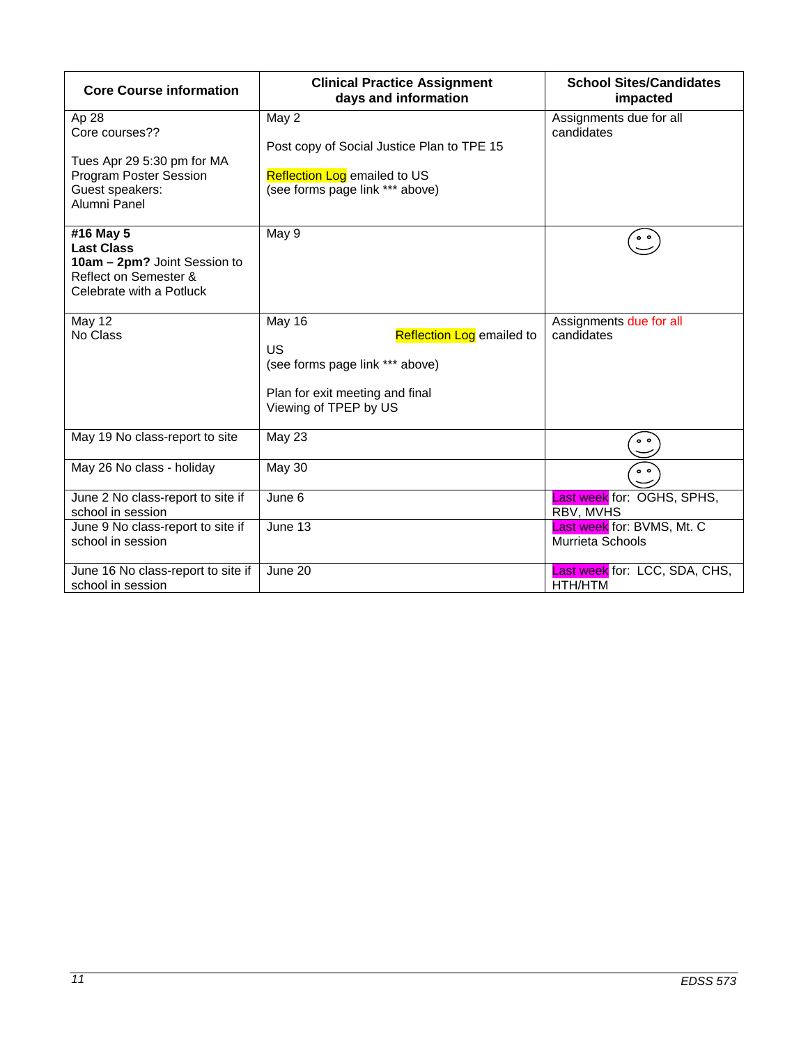| Core Course information | Clinical Practice Assignment days and information | School Sites/Candidates impacted |
|---|---|---|
| Ap 28<br>Core courses??<br><br>Tues Apr 29 5:30 pm for MA Program Poster Session<br>Guest speakers:<br>Alumni Panel | May 2<br><br>Post copy of Social Justice Plan to TPE 15<br><br>Reflection Log emailed to US<br>(see forms page link *** above) | Assignments due for all candidates |
| **#16 May 5**<br>**Last Class**<br>**10am – 2pm?** Joint Session to Reflect on Semester & Celebrate with a Potluck | May 9 | ☺ |
| May 12<br>No Class | May 16<br>Reflection Log emailed to US<br>(see forms page link *** above)<br><br>Plan for exit meeting and final Viewing of TPEP by US | Assignments due for all candidates |
| May 19 No class-report to site | May 23 | ☺ |
| May 26 No class - holiday | May 30 | ☺ |
| June 2 No class-report to site if school in session | June 6 | Last week for: OGHS, SPHS, RBV, MVHS |
| June 9 No class-report to site if school in session | June 13 | Last week for: BVMS, Mt. C Murrieta Schools |
| June 16 No class-report to site if school in session | June 20 | Last week for: LCC, SDA, CHS, HTH/HTM |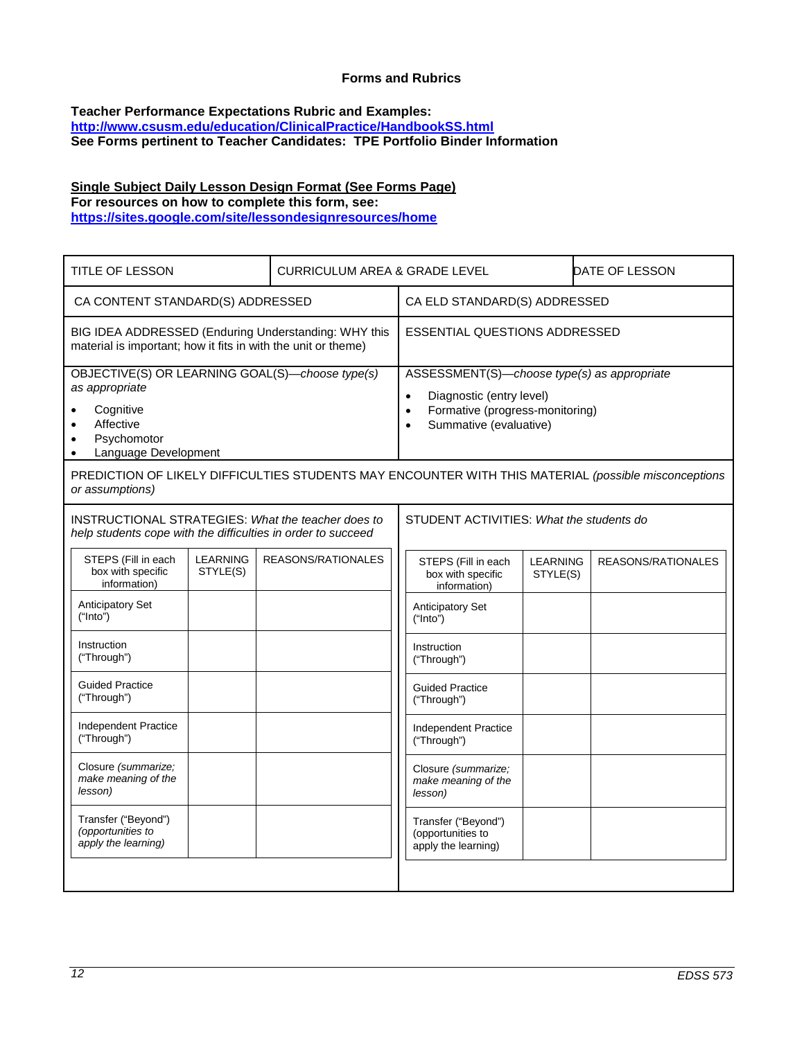## Forms and Rubrics

**Teacher Performance Expectations Rubric and Examples:**
**http://www.csusm.edu/education/ClinicalPractice/HandbookSS.html**
**See Forms pertinent to Teacher Candidates: TPE Portfolio Binder Information**

**Single Subject Daily Lesson Design Format (See Forms Page)**
**For resources on how to complete this form, see:**
**https://sites.google.com/site/lessondesignresources/home**

| TITLE OF LESSON | CURRICULUM AREA & GRADE LEVEL | DATE OF LESSON |
|---|---|---|

| CA CONTENT STANDARD(S) ADDRESSED | CA ELD STANDARD(S) ADDRESSED |
|---|---|
| BIG IDEA ADDRESSED (Enduring Understanding: WHY this material is important; how it fits in with the unit or theme) | ESSENTIAL QUESTIONS ADDRESSED |
| OBJECTIVE(S) OR LEARNING GOAL(S)—*choose type(s) as appropriate*<br>• Cognitive<br>• Affective<br>• Psychomotor<br>• Language Development | ASSESSMENT(S)—*choose type(s) as appropriate*<br>• Diagnostic (entry level)<br>• Formative (progress-monitoring)<br>• Summative (evaluative) |

PREDICTION OF LIKELY DIFFICULTIES STUDENTS MAY ENCOUNTER WITH THIS MATERIAL *(possible misconceptions or assumptions)*

INSTRUCTIONAL STRATEGIES: *What the teacher does to help students cope with the difficulties in order to succeed*

| STEPS (Fill in each box with specific information) | LEARNING STYLE(S) | REASONS/RATIONALES |
|---|---|---|
| Anticipatory Set ("Into") | | |
| Instruction ("Through") | | |
| Guided Practice ("Through") | | |
| Independent Practice ("Through") | | |
| Closure *(summarize; make meaning of the lesson)* | | |
| Transfer ("Beyond") *(opportunities to apply the learning)* | | |

STUDENT ACTIVITIES: *What the students do*

| STEPS (Fill in each box with specific information) | LEARNING STYLE(S) | REASONS/RATIONALES |
|---|---|---|
| Anticipatory Set ("Into") | | |
| Instruction ("Through") | | |
| Guided Practice ("Through") | | |
| Independent Practice ("Through") | | |
| Closure *(summarize; make meaning of the lesson)* | | |
| Transfer ("Beyond") (opportunities to apply the learning) | | |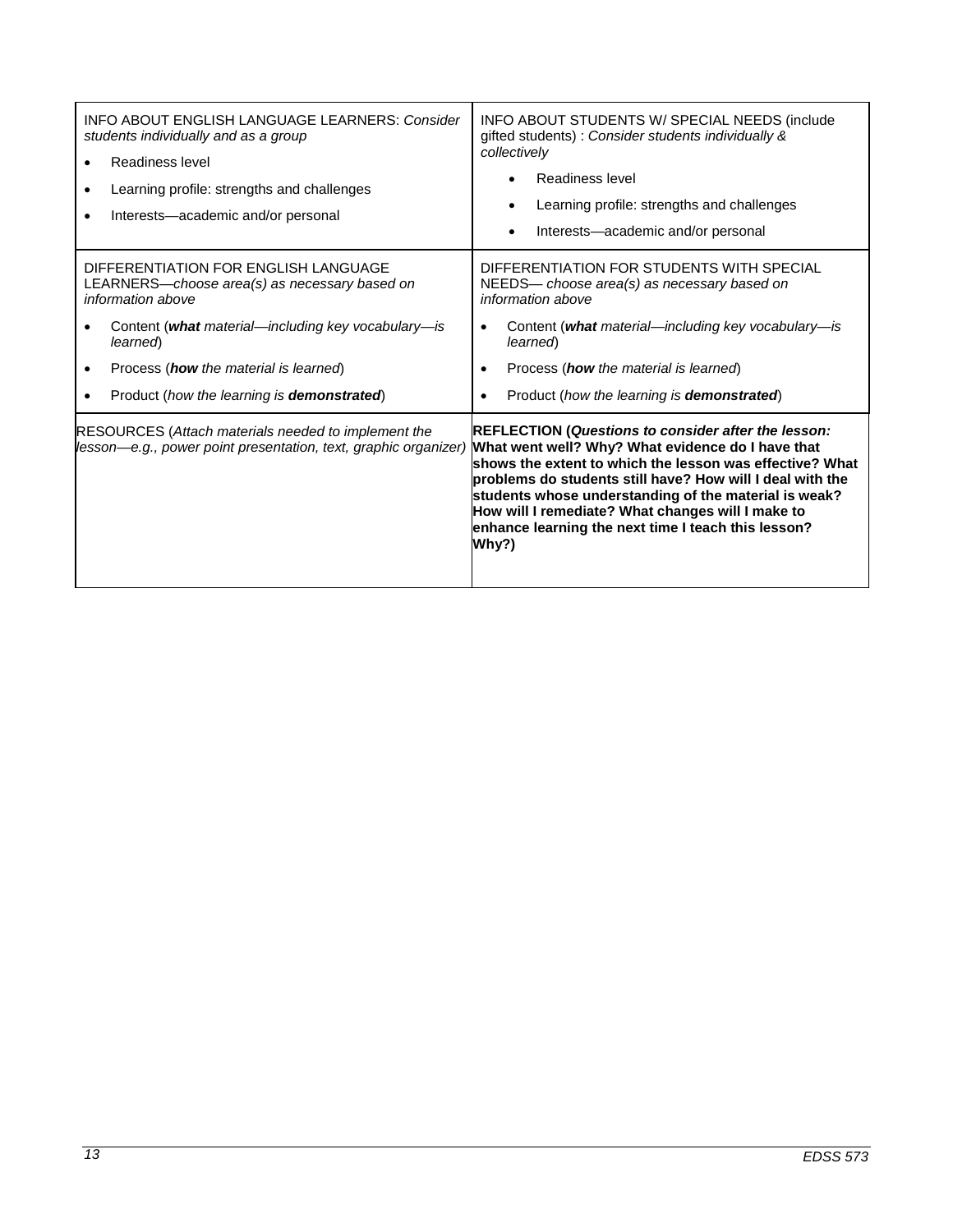| INFO ABOUT ENGLISH LANGUAGE LEARNERS: *Consider students individually and as a group*<br>• Readiness level<br>• Learning profile: strengths and challenges<br>• Interests—academic and/or personal | INFO ABOUT STUDENTS W/ SPECIAL NEEDS (include gifted students) : *Consider students individually & collectively*<br>• Readiness level<br>• Learning profile: strengths and challenges<br>• Interests—academic and/or personal |
|---|---|
| DIFFERENTIATION FOR ENGLISH LANGUAGE LEARNERS—*choose area(s) as necessary based on information above*<br>• Content (***what*** *material—including key vocabulary—is learned*)<br>• Process (***how*** *the material is learned*)<br>• Product (*how the learning is* ***demonstrated***) | DIFFERENTIATION FOR STUDENTS WITH SPECIAL NEEDS— *choose area(s) as necessary based on information above*<br>• Content (***what*** *material—including key vocabulary—is learned*)<br>• Process (***how*** *the material is learned*)<br>• Product (*how the learning is* ***demonstrated***) |
| RESOURCES (*Attach materials needed to implement the lesson—e.g., power point presentation, text, graphic organizer)* | **REFLECTION (*Questions to consider after the lesson:* What went well? Why? What evidence do I have that shows the extent to which the lesson was effective? What problems do students still have? How will I deal with the students whose understanding of the material is weak? How will I remediate? What changes will I make to enhance learning the next time I teach this lesson? Why?)** |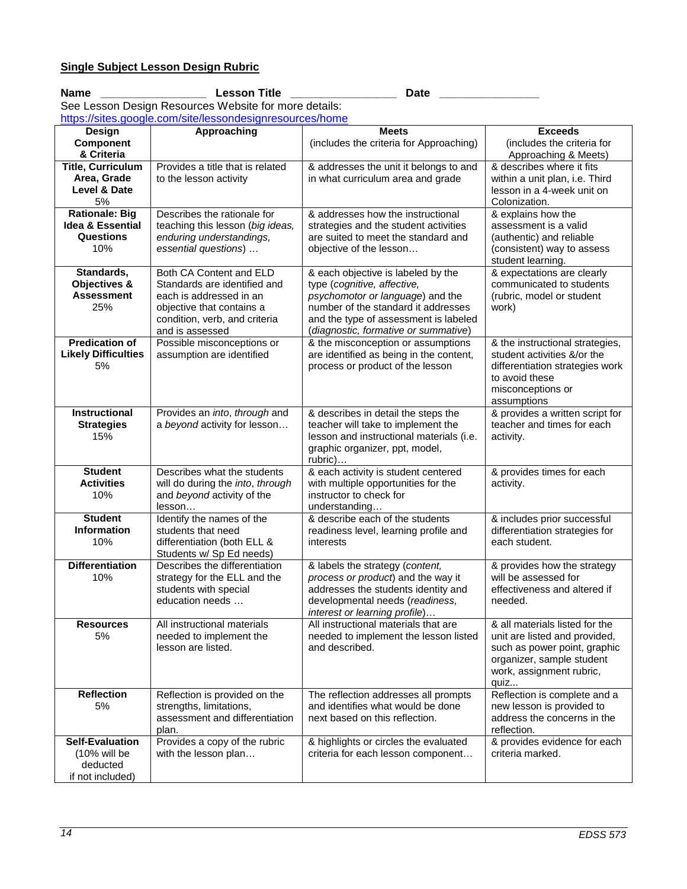**Single Subject Lesson Design Rubric**

**Name** ________________ **Lesson Title** ________________ **Date** _______________

See Lesson Design Resources Website for more details:
https://sites.google.com/site/lessondesignresources/home

| Design Component & Criteria | Approaching | Meets (includes the criteria for Approaching) | Exceeds (includes the criteria for Approaching & Meets) |
|---|---|---|---|
| **Title, Curriculum Area, Grade Level & Date** 5% | Provides a title that is related to the lesson activity | & addresses the unit it belongs to and in what curriculum area and grade | & describes where it fits within a unit plan, i.e. Third lesson in a 4-week unit on Colonization. |
| **Rationale: Big Idea & Essential Questions** 10% | Describes the rationale for teaching this lesson (*big ideas, enduring understandings, essential questions*) … | & addresses how the instructional strategies and the student activities are suited to meet the standard and objective of the lesson… | & explains how the assessment is a valid (authentic) and reliable (consistent) way to assess student learning. |
| **Standards, Objectives & Assessment** 25% | Both CA Content and ELD Standards are identified and each is addressed in an objective that contains a condition, verb, and criteria and is assessed | & each objective is labeled by the type (*cognitive, affective, psychomotor or language*) and the number of the standard it addresses and the type of assessment is labeled (*diagnostic, formative or summative*) | & expectations are clearly communicated to students (rubric, model or student work) |
| **Predication of Likely Difficulties** 5% | Possible misconceptions or assumption are identified | & the misconception or assumptions are identified as being in the content, process or product of the lesson | & the instructional strategies, student activities &/or the differentiation strategies work to avoid these misconceptions or assumptions |
| **Instructional Strategies** 15% | Provides an *into*, *through* and a *beyond* activity for lesson… | & describes in detail the steps the teacher will take to implement the lesson and instructional materials (i.e. graphic organizer, ppt, model, rubric)… | & provides a written script for teacher and times for each activity. |
| **Student Activities** 10% | Describes what the students will do during the *into*, *through* and *beyond* activity of the lesson… | & each activity is student centered with multiple opportunities for the instructor to check for understanding… | & provides times for each activity. |
| **Student Information** 10% | Identify the names of the students that need differentiation (both ELL & Students w/ Sp Ed needs) | & describe each of the students readiness level, learning profile and interests | & includes prior successful differentiation strategies for each student. |
| **Differentiation** 10% | Describes the differentiation strategy for the ELL and the students with special education needs … | & labels the strategy (*content, process or product*) and the way it addresses the students identity and developmental needs (*readiness, interest or learning profile*)… | & provides how the strategy will be assessed for effectiveness and altered if needed. |
| **Resources** 5% | All instructional materials needed to implement the lesson are listed. | All instructional materials that are needed to implement the lesson listed and described. | & all materials listed for the unit are listed and provided, such as power point, graphic organizer, sample student work, assignment rubric, quiz... |
| **Reflection** 5% | Reflection is provided on the strengths, limitations, assessment and differentiation plan. | The reflection addresses all prompts and identifies what would be done next based on this reflection. | Reflection is complete and a new lesson is provided to address the concerns in the reflection. |
| **Self-Evaluation** (10% will be deducted if not included) | Provides a copy of the rubric with the lesson plan… | & highlights or circles the evaluated criteria for each lesson component… | & provides evidence for each criteria marked. |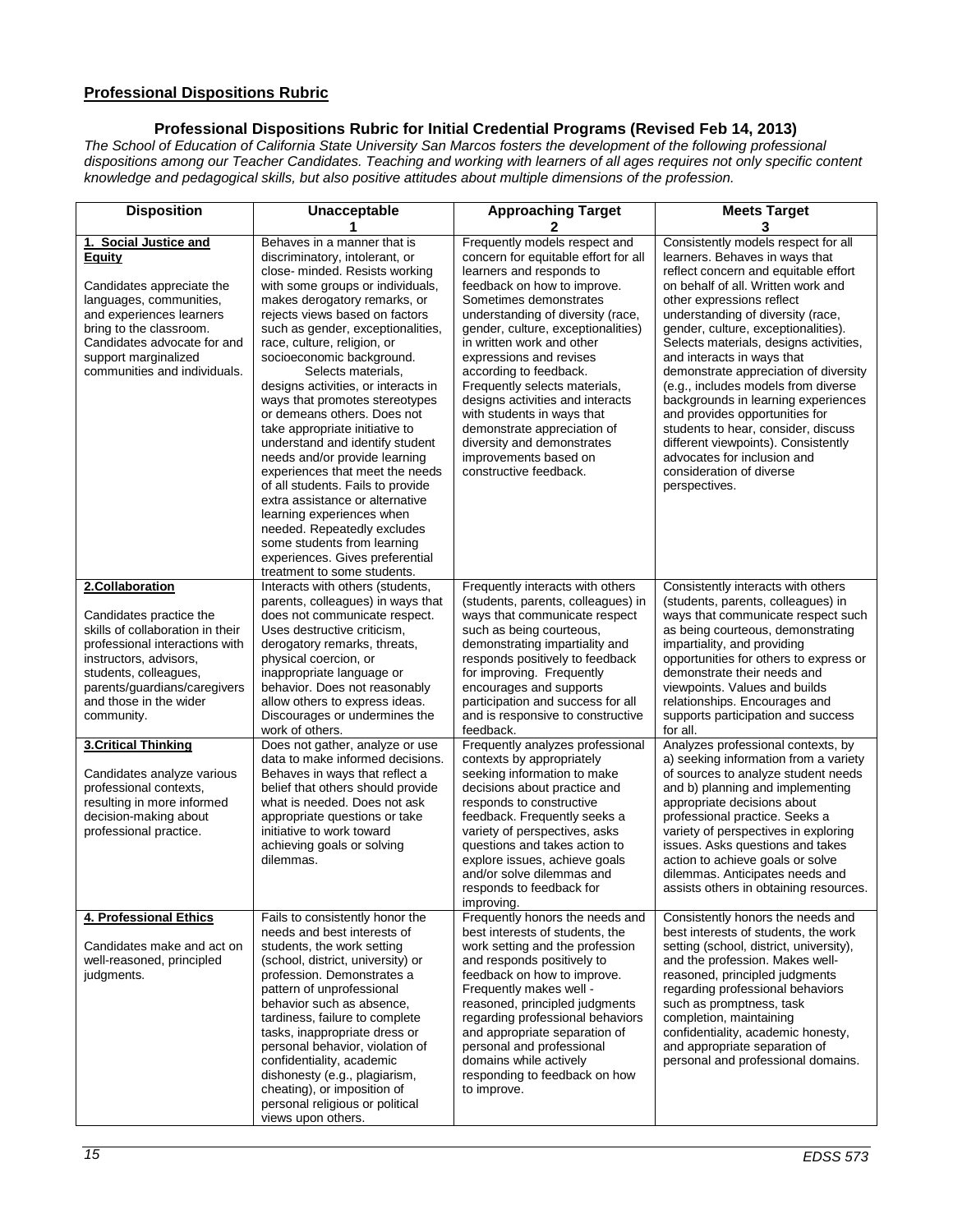## Professional Dispositions Rubric

### Professional Dispositions Rubric for Initial Credential Programs (Revised Feb 14, 2013)

*The School of Education of California State University San Marcos fosters the development of the following professional dispositions among our Teacher Candidates. Teaching and working with learners of all ages requires not only specific content knowledge and pedagogical skills, but also positive attitudes about multiple dimensions of the profession.*

| Disposition | Unacceptable 1 | Approaching Target 2 | Meets Target 3 |
|---|---|---|---|
| **1. Social Justice and Equity** <br><br> Candidates appreciate the languages, communities, and experiences learners bring to the classroom. Candidates advocate for and support marginalized communities and individuals. | Behaves in a manner that is discriminatory, intolerant, or close- minded. Resists working with some groups or individuals, makes derogatory remarks, or rejects views based on factors such as gender, exceptionalities, race, culture, religion, or socioeconomic background. Selects materials, designs activities, or interacts in ways that promotes stereotypes or demeans others. Does not take appropriate initiative to understand and identify student needs and/or provide learning experiences that meet the needs of all students. Fails to provide extra assistance or alternative learning experiences when needed. Repeatedly excludes some students from learning experiences. Gives preferential treatment to some students. | Frequently models respect and concern for equitable effort for all learners and responds to feedback on how to improve. Sometimes demonstrates understanding of diversity (race, gender, culture, exceptionalities) in written work and other expressions and revises according to feedback. Frequently selects materials, designs activities and interacts with students in ways that demonstrate appreciation of diversity and demonstrates improvements based on constructive feedback. | Consistently models respect for all learners. Behaves in ways that reflect concern and equitable effort on behalf of all. Written work and other expressions reflect understanding of diversity (race, gender, culture, exceptionalities). Selects materials, designs activities, and interacts in ways that demonstrate appreciation of diversity (e.g., includes models from diverse backgrounds in learning experiences and provides opportunities for students to hear, consider, discuss different viewpoints). Consistently advocates for inclusion and consideration of diverse perspectives. |
| **2.Collaboration** <br><br> Candidates practice the skills of collaboration in their professional interactions with instructors, advisors, students, colleagues, parents/guardians/caregivers and those in the wider community. | Interacts with others (students, parents, colleagues) in ways that does not communicate respect. Uses destructive criticism, derogatory remarks, threats, physical coercion, or inappropriate language or behavior. Does not reasonably allow others to express ideas. Discourages or undermines the work of others. | Frequently interacts with others (students, parents, colleagues) in ways that communicate respect such as being courteous, demonstrating impartiality and responds positively to feedback for improving. Frequently encourages and supports participation and success for all and is responsive to constructive feedback. | Consistently interacts with others (students, parents, colleagues) in ways that communicate respect such as being courteous, demonstrating impartiality, and providing opportunities for others to express or demonstrate their needs and viewpoints. Values and builds relationships. Encourages and supports participation and success for all. |
| **3.Critical Thinking** <br><br> Candidates analyze various professional contexts, resulting in more informed decision-making about professional practice. | Does not gather, analyze or use data to make informed decisions. Behaves in ways that reflect a belief that others should provide what is needed. Does not ask appropriate questions or take initiative to work toward achieving goals or solving dilemmas. | Frequently analyzes professional contexts by appropriately seeking information to make decisions about practice and responds to constructive feedback. Frequently seeks a variety of perspectives, asks questions and takes action to explore issues, achieve goals and/or solve dilemmas and responds to feedback for improving. | Analyzes professional contexts, by a) seeking information from a variety of sources to analyze student needs and b) planning and implementing appropriate decisions about professional practice. Seeks a variety of perspectives in exploring issues. Asks questions and takes action to achieve goals or solve dilemmas. Anticipates needs and assists others in obtaining resources. |
| **4. Professional Ethics** <br><br> Candidates make and act on well-reasoned, principled judgments. | Fails to consistently honor the needs and best interests of students, the work setting (school, district, university) or profession. Demonstrates a pattern of unprofessional behavior such as absence, tardiness, failure to complete tasks, inappropriate dress or personal behavior, violation of confidentiality, academic dishonesty (e.g., plagiarism, cheating), or imposition of personal religious or political views upon others. | Frequently honors the needs and best interests of students, the work setting and the profession and responds positively to feedback on how to improve. Frequently makes well - reasoned, principled judgments regarding professional behaviors and appropriate separation of personal and professional domains while actively responding to feedback on how to improve. | Consistently honors the needs and best interests of students, the work setting (school, district, university), and the profession. Makes well-reasoned, principled judgments regarding professional behaviors such as promptness, task completion, maintaining confidentiality, academic honesty, and appropriate separation of personal and professional domains. |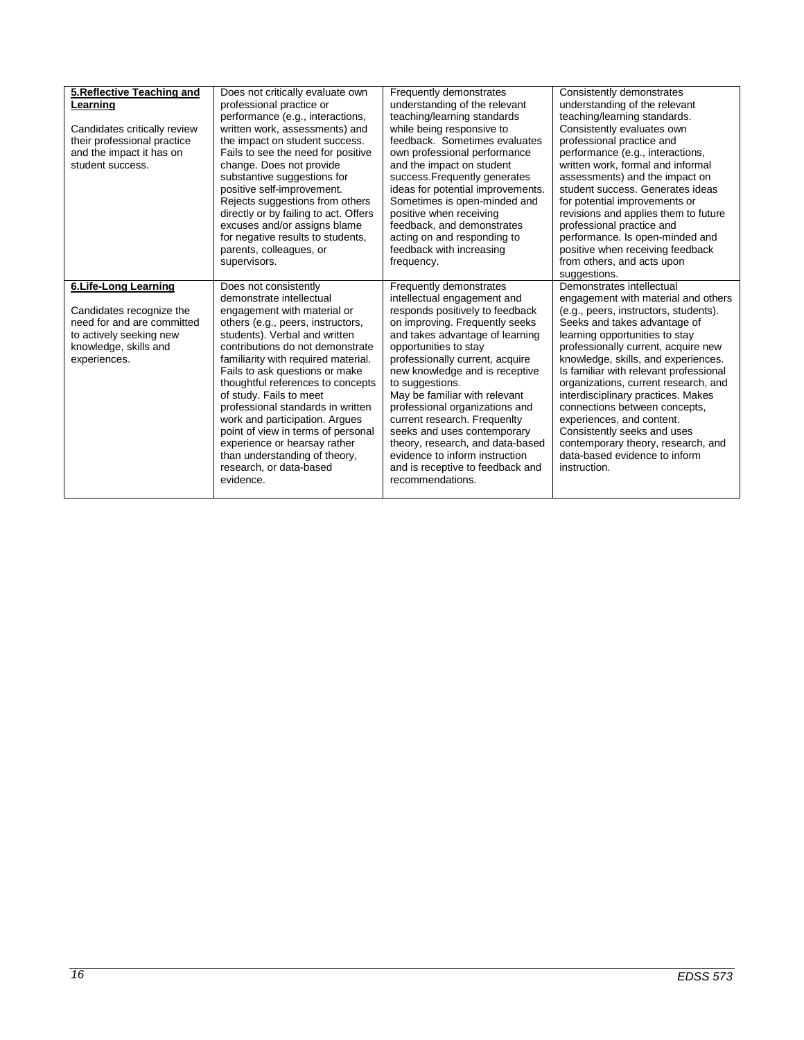| | | | |
|---|---|---|---|
| **5.Reflective Teaching and Learning**<br><br>Candidates critically review their professional practice and the impact it has on student success. | Does not critically evaluate own professional practice or performance (e.g., interactions, written work, assessments) and the impact on student success. Fails to see the need for positive change. Does not provide substantive suggestions for positive self-improvement. Rejects suggestions from others directly or by failing to act. Offers excuses and/or assigns blame for negative results to students, parents, colleagues, or supervisors. | Frequently demonstrates understanding of the relevant teaching/learning standards while being responsive to feedback. Sometimes evaluates own professional performance and the impact on student success.Frequently generates ideas for potential improvements. Sometimes is open-minded and positive when receiving feedback, and demonstrates acting on and responding to feedback with increasing frequency. | Consistently demonstrates understanding of the relevant teaching/learning standards. Consistently evaluates own professional practice and performance (e.g., interactions, written work, formal and informal assessments) and the impact on student success. Generates ideas for potential improvements or revisions and applies them to future professional practice and performance. Is open-minded and positive when receiving feedback from others, and acts upon suggestions. |
| **6.Life-Long Learning**<br><br>Candidates recognize the need for and are committed to actively seeking new knowledge, skills and experiences. | Does not consistently demonstrate intellectual engagement with material or others (e.g., peers, instructors, students). Verbal and written contributions do not demonstrate familiarity with required material. Fails to ask questions or make thoughtful references to concepts of study. Fails to meet professional standards in written work and participation. Argues point of view in terms of personal experience or hearsay rather than understanding of theory, research, or data-based evidence. | Frequently demonstrates intellectual engagement and responds positively to feedback on improving. Frequently seeks and takes advantage of learning opportunities to stay professionally current, acquire new knowledge and is receptive to suggestions.<br>May be familiar with relevant professional organizations and current research. Frequenlty seeks and uses contemporary theory, research, and data-based evidence to inform instruction and is receptive to feedback and recommendations. | Demonstrates intellectual engagement with material and others (e.g., peers, instructors, students). Seeks and takes advantage of learning opportunities to stay professionally current, acquire new knowledge, skills, and experiences. Is familiar with relevant professional organizations, current research, and interdisciplinary practices. Makes connections between concepts, experiences, and content. Consistently seeks and uses contemporary theory, research, and data-based evidence to inform instruction. |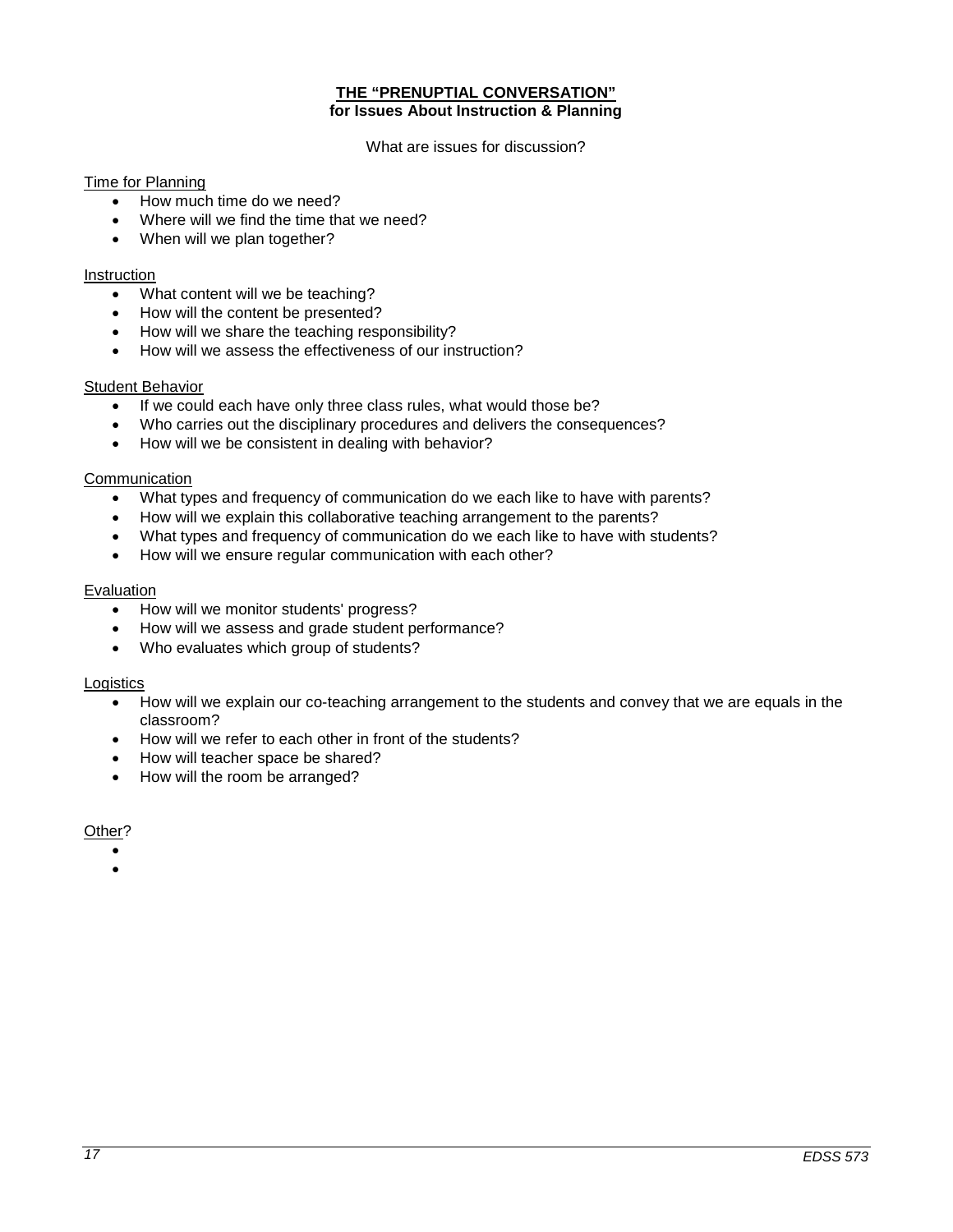## THE "PRENUPTIAL CONVERSATION"
### for Issues About Instruction & Planning

What are issues for discussion?

Time for Planning

- How much time do we need?
- Where will we find the time that we need?
- When will we plan together?

Instruction

- What content will we be teaching?
- How will the content be presented?
- How will we share the teaching responsibility?
- How will we assess the effectiveness of our instruction?

Student Behavior

- If we could each have only three class rules, what would those be?
- Who carries out the disciplinary procedures and delivers the consequences?
- How will we be consistent in dealing with behavior?

Communication

- What types and frequency of communication do we each like to have with parents?
- How will we explain this collaborative teaching arrangement to the parents?
- What types and frequency of communication do we each like to have with students?
- How will we ensure regular communication with each other?

Evaluation

- How will we monitor students' progress?
- How will we assess and grade student performance?
- Who evaluates which group of students?

Logistics

- How will we explain our co-teaching arrangement to the students and convey that we are equals in the classroom?
- How will we refer to each other in front of the students?
- How will teacher space be shared?
- How will the room be arranged?

Other?

- 
-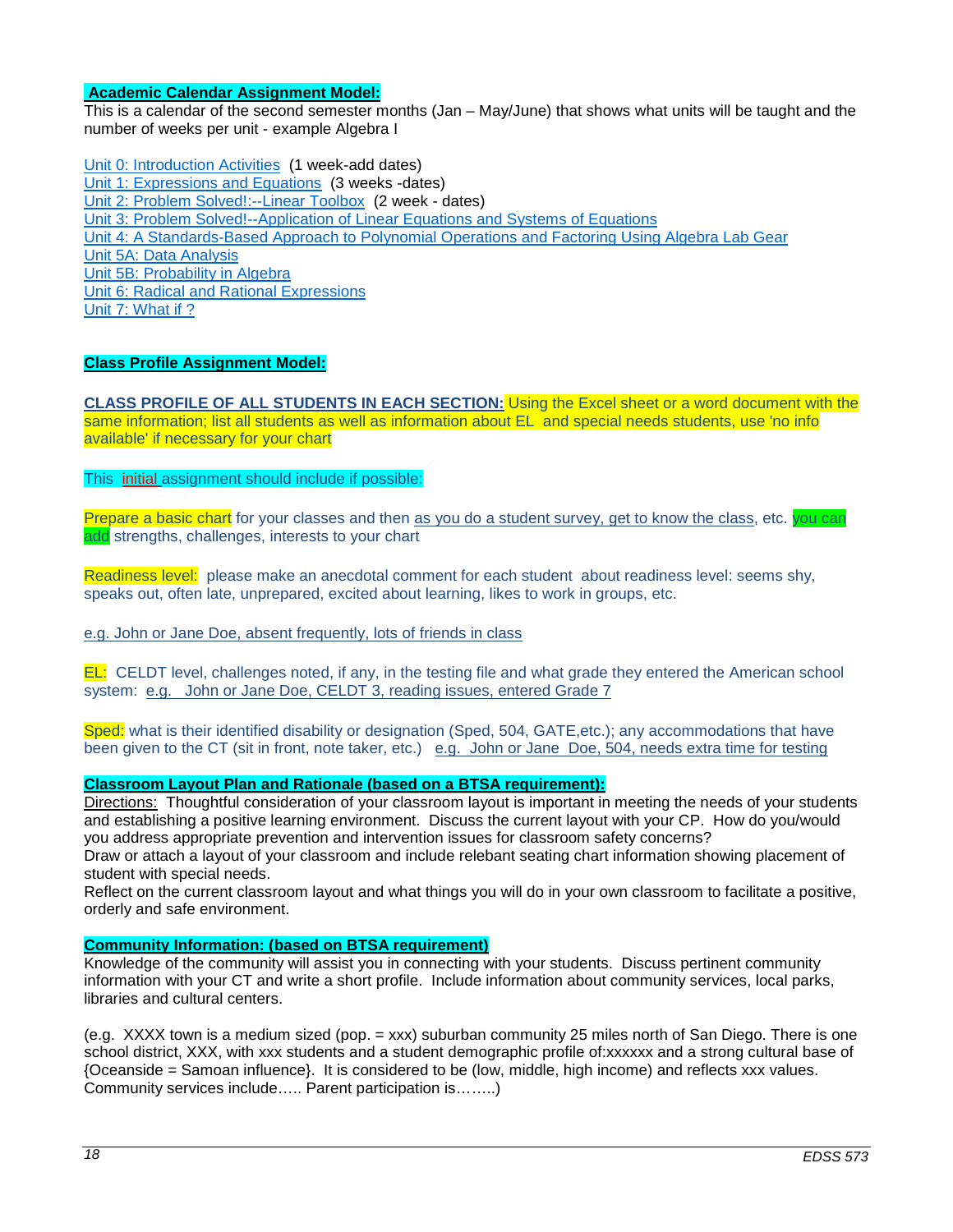**Academic Calendar Assignment Model:**

This is a calendar of the second semester months (Jan – May/June) that shows what units will be taught and the number of weeks per unit - example Algebra I

Unit 0: Introduction Activities (1 week-add dates)
Unit 1: Expressions and Equations (3 weeks -dates)
Unit 2: Problem Solved!:--Linear Toolbox (2 week - dates)
Unit 3: Problem Solved!--Application of Linear Equations and Systems of Equations
Unit 4: A Standards-Based Approach to Polynomial Operations and Factoring Using Algebra Lab Gear
Unit 5A: Data Analysis
Unit 5B: Probability in Algebra
Unit 6: Radical and Rational Expressions
Unit 7: What if ?

**Class Profile Assignment Model:**

**CLASS PROFILE OF ALL STUDENTS IN EACH SECTION:** Using the Excel sheet or a word document with the same information; list all students as well as information about EL and special needs students, use 'no info available' if necessary for your chart

This initial assignment should include if possible:

Prepare a basic chart for your classes and then as you do a student survey, get to know the class, etc. you can add strengths, challenges, interests to your chart

Readiness level: please make an anecdotal comment for each student about readiness level: seems shy, speaks out, often late, unprepared, excited about learning, likes to work in groups, etc.

e.g. John or Jane Doe, absent frequently, lots of friends in class

EL: CELDT level, challenges noted, if any, in the testing file and what grade they entered the American school system: e.g. John or Jane Doe, CELDT 3, reading issues, entered Grade 7

Sped: what is their identified disability or designation (Sped, 504, GATE,etc.); any accommodations that have been given to the CT (sit in front, note taker, etc.) e.g. John or Jane Doe, 504, needs extra time for testing

**Classroom Layout Plan and Rationale (based on a BTSA requirement):**

Directions: Thoughtful consideration of your classroom layout is important in meeting the needs of your students and establishing a positive learning environment. Discuss the current layout with your CP. How do you/would you address appropriate prevention and intervention issues for classroom safety concerns?
Draw or attach a layout of your classroom and include relebant seating chart information showing placement of student with special needs.
Reflect on the current classroom layout and what things you will do in your own classroom to facilitate a positive, orderly and safe environment.

**Community Information: (based on BTSA requirement)**

Knowledge of the community will assist you in connecting with your students. Discuss pertinent community information with your CT and write a short profile. Include information about community services, local parks, libraries and cultural centers.

(e.g. XXXX town is a medium sized (pop. = xxx) suburban community 25 miles north of San Diego. There is one school district, XXX, with xxx students and a student demographic profile of:xxxxxx and a strong cultural base of {Oceanside = Samoan influence}. It is considered to be (low, middle, high income) and reflects xxx values. Community services include….. Parent participation is……..)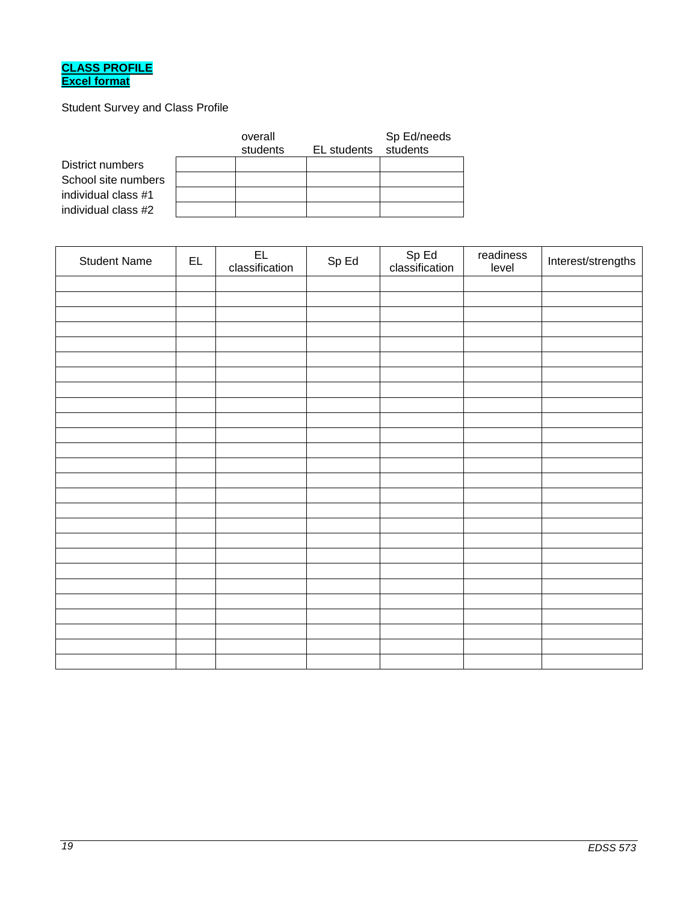**CLASS PROFILE**
**Excel format**

Student Survey and Class Profile

| | | overall students | EL students | Sp Ed/needs students |
|---|---|---|---|---|
| District numbers | | | | |
| School site numbers | | | | |
| individual class #1 | | | | |
| individual class #2 | | | | |

| Student Name | EL | EL classification | Sp Ed | Sp Ed classification | readiness level | Interest/strengths |
|---|---|---|---|---|---|---|
| | | | | | | |
| | | | | | | |
| | | | | | | |
| | | | | | | |
| | | | | | | |
| | | | | | | |
| | | | | | | |
| | | | | | | |
| | | | | | | |
| | | | | | | |
| | | | | | | |
| | | | | | | |
| | | | | | | |
| | | | | | | |
| | | | | | | |
| | | | | | | |
| | | | | | | |
| | | | | | | |
| | | | | | | |
| | | | | | | |
| | | | | | | |
| | | | | | | |
| | | | | | | |
| | | | | | | |
| | | | | | | |
| | | | | | | |